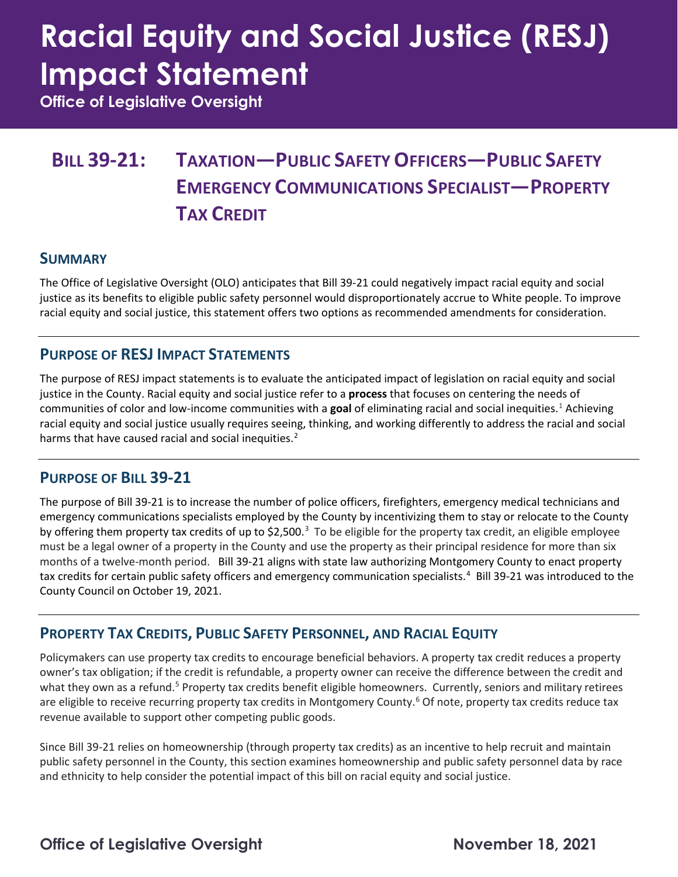# Racial Equity and Social Justice (RESJ) Impact Statement

**Office of Legislative Oversight**

## Bill 39-21: Taxation—Public Safety Officers—Public Safety Emergency Communications Specialist—Property Tax Credit

### Summary

The Office of Legislative Oversight (OLO) anticipates that Bill 39-21 could negatively impact racial equity and social justice as its benefits to eligible public safety personnel would disproportionately accrue to White people. To improve racial equity and social justice, this statement offers two options as recommended amendments for consideration.

### Purpose of RESJ Impact Statements

The purpose of RESJ impact statements is to evaluate the anticipated impact of legislation on racial equity and social justice in the County. Racial equity and social justice refer to a **process** that focuses on centering the needs of communities of color and low-income communities with a **goal** of eliminating racial and social inequities.[1] Achieving racial equity and social justice usually requires seeing, thinking, and working differently to address the racial and social harms that have caused racial and social inequities.[2]

### Purpose of Bill 39-21

The purpose of Bill 39-21 is to increase the number of police officers, firefighters, emergency medical technicians and emergency communications specialists employed by the County by incentivizing them to stay or relocate to the County by offering them property tax credits of up to $2,500.[3] To be eligible for the property tax credit, an eligible employee must be a legal owner of a property in the County and use the property as their principal residence for more than six months of a twelve-month period. Bill 39-21 aligns with state law authorizing Montgomery County to enact property tax credits for certain public safety officers and emergency communication specialists.[4] Bill 39-21 was introduced to the County Council on October 19, 2021.

### Property Tax Credits, Public Safety Personnel, and Racial Equity

Policymakers can use property tax credits to encourage beneficial behaviors. A property tax credit reduces a property owner's tax obligation; if the credit is refundable, a property owner can receive the difference between the credit and what they own as a refund.[5] Property tax credits benefit eligible homeowners. Currently, seniors and military retirees are eligible to receive recurring property tax credits in Montgomery County.[6] Of note, property tax credits reduce tax revenue available to support other competing public goods.

Since Bill 39-21 relies on homeownership (through property tax credits) as an incentive to help recruit and maintain public safety personnel in the County, this section examines homeownership and public safety personnel data by race and ethnicity to help consider the potential impact of this bill on racial equity and social justice.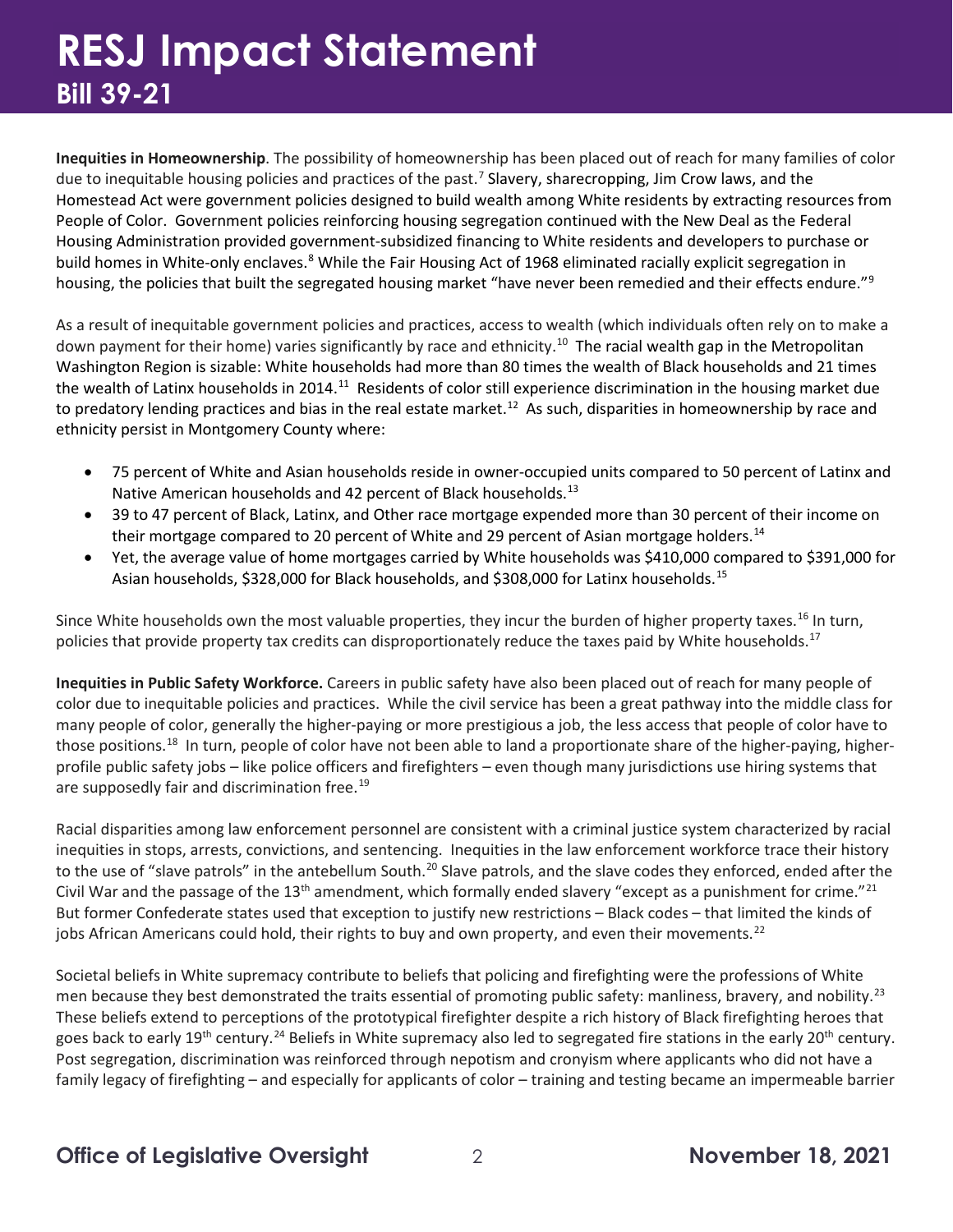**Inequities in Homeownership**. The possibility of homeownership has been placed out of reach for many families of color due to inequitable housing policies and practices of the past.[7] Slavery, sharecropping, Jim Crow laws, and the Homestead Act were government policies designed to build wealth among White residents by extracting resources from People of Color. Government policies reinforcing housing segregation continued with the New Deal as the Federal Housing Administration provided government-subsidized financing to White residents and developers to purchase or build homes in White-only enclaves.[8] While the Fair Housing Act of 1968 eliminated racially explicit segregation in housing, the policies that built the segregated housing market "have never been remedied and their effects endure."[9]

As a result of inequitable government policies and practices, access to wealth (which individuals often rely on to make a down payment for their home) varies significantly by race and ethnicity.[10] The racial wealth gap in the Metropolitan Washington Region is sizable: White households had more than 80 times the wealth of Black households and 21 times the wealth of Latinx households in 2014.[11] Residents of color still experience discrimination in the housing market due to predatory lending practices and bias in the real estate market.[12] As such, disparities in homeownership by race and ethnicity persist in Montgomery County where:

- 75 percent of White and Asian households reside in owner-occupied units compared to 50 percent of Latinx and Native American households and 42 percent of Black households.[13]
- 39 to 47 percent of Black, Latinx, and Other race mortgage expended more than 30 percent of their income on their mortgage compared to 20 percent of White and 29 percent of Asian mortgage holders.[14]
- Yet, the average value of home mortgages carried by White households was $410,000 compared to $391,000 for Asian households, $328,000 for Black households, and $308,000 for Latinx households.[15]

Since White households own the most valuable properties, they incur the burden of higher property taxes.[16] In turn, policies that provide property tax credits can disproportionately reduce the taxes paid by White households.[17]

**Inequities in Public Safety Workforce.** Careers in public safety have also been placed out of reach for many people of color due to inequitable policies and practices. While the civil service has been a great pathway into the middle class for many people of color, generally the higher-paying or more prestigious a job, the less access that people of color have to those positions.[18] In turn, people of color have not been able to land a proportionate share of the higher-paying, higher-profile public safety jobs – like police officers and firefighters – even though many jurisdictions use hiring systems that are supposedly fair and discrimination free.[19]

Racial disparities among law enforcement personnel are consistent with a criminal justice system characterized by racial inequities in stops, arrests, convictions, and sentencing. Inequities in the law enforcement workforce trace their history to the use of "slave patrols" in the antebellum South.[20] Slave patrols, and the slave codes they enforced, ended after the Civil War and the passage of the 13th amendment, which formally ended slavery "except as a punishment for crime."[21] But former Confederate states used that exception to justify new restrictions – Black codes – that limited the kinds of jobs African Americans could hold, their rights to buy and own property, and even their movements.[22]

Societal beliefs in White supremacy contribute to beliefs that policing and firefighting were the professions of White men because they best demonstrated the traits essential of promoting public safety: manliness, bravery, and nobility.[23] These beliefs extend to perceptions of the prototypical firefighter despite a rich history of Black firefighting heroes that goes back to early 19th century.[24] Beliefs in White supremacy also led to segregated fire stations in the early 20th century. Post segregation, discrimination was reinforced through nepotism and cronyism where applicants who did not have a family legacy of firefighting – and especially for applicants of color – training and testing became an impermeable barrier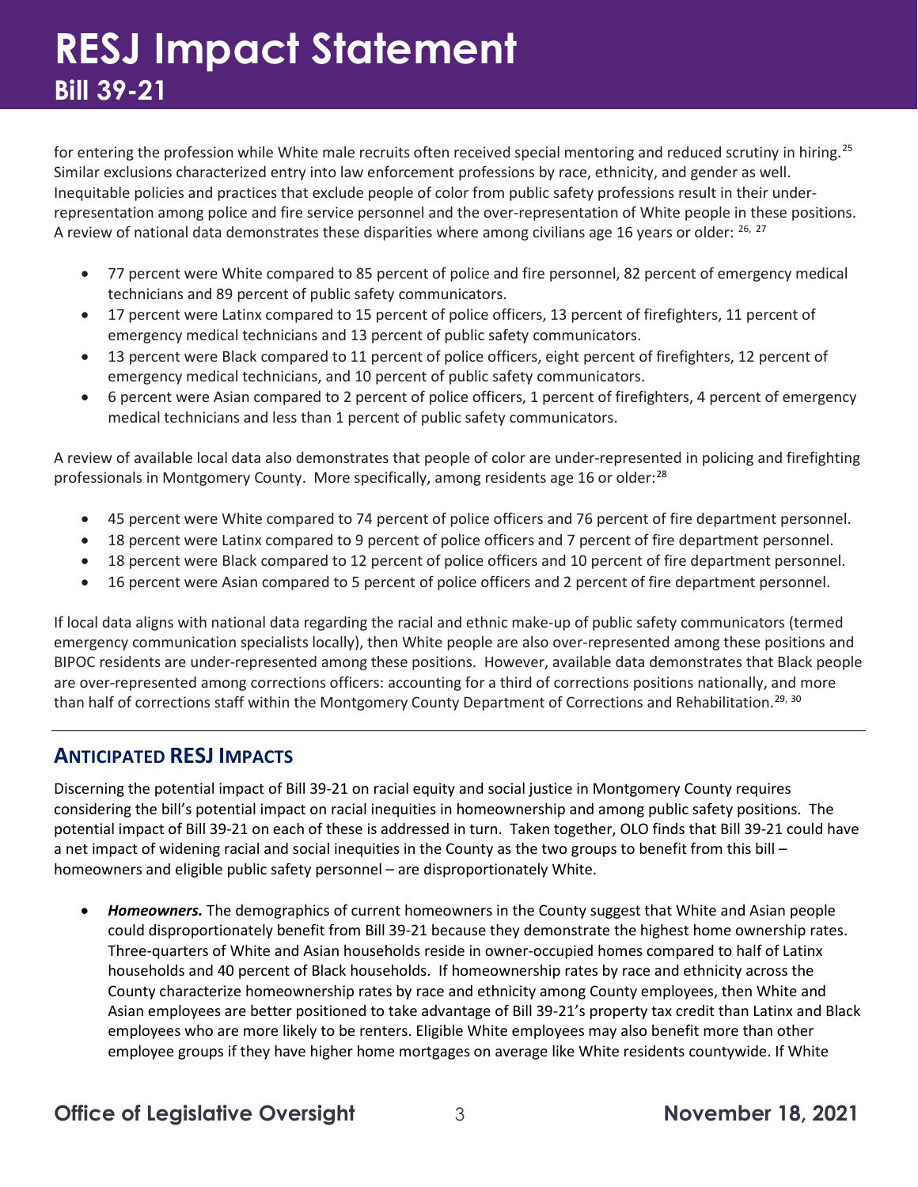for entering the profession while White male recruits often received special mentoring and reduced scrutiny in hiring.[25] Similar exclusions characterized entry into law enforcement professions by race, ethnicity, and gender as well. Inequitable policies and practices that exclude people of color from public safety professions result in their under-representation among police and fire service personnel and the over-representation of White people in these positions. A review of national data demonstrates these disparities where among civilians age 16 years or older: [26, 27]

- 77 percent were White compared to 85 percent of police and fire personnel, 82 percent of emergency medical technicians and 89 percent of public safety communicators.
- 17 percent were Latinx compared to 15 percent of police officers, 13 percent of firefighters, 11 percent of emergency medical technicians and 13 percent of public safety communicators.
- 13 percent were Black compared to 11 percent of police officers, eight percent of firefighters, 12 percent of emergency medical technicians, and 10 percent of public safety communicators.
- 6 percent were Asian compared to 2 percent of police officers, 1 percent of firefighters, 4 percent of emergency medical technicians and less than 1 percent of public safety communicators.

A review of available local data also demonstrates that people of color are under-represented in policing and firefighting professionals in Montgomery County. More specifically, among residents age 16 or older:[28]

- 45 percent were White compared to 74 percent of police officers and 76 percent of fire department personnel.
- 18 percent were Latinx compared to 9 percent of police officers and 7 percent of fire department personnel.
- 18 percent were Black compared to 12 percent of police officers and 10 percent of fire department personnel.
- 16 percent were Asian compared to 5 percent of police officers and 2 percent of fire department personnel.

If local data aligns with national data regarding the racial and ethnic make-up of public safety communicators (termed emergency communication specialists locally), then White people are also over-represented among these positions and BIPOC residents are under-represented among these positions. However, available data demonstrates that Black people are over-represented among corrections officers: accounting for a third of corrections positions nationally, and more than half of corrections staff within the Montgomery County Department of Corrections and Rehabilitation.[29, 30]

## ANTICIPATED RESJ IMPACTS

Discerning the potential impact of Bill 39-21 on racial equity and social justice in Montgomery County requires considering the bill's potential impact on racial inequities in homeownership and among public safety positions. The potential impact of Bill 39-21 on each of these is addressed in turn. Taken together, OLO finds that Bill 39-21 could have a net impact of widening racial and social inequities in the County as the two groups to benefit from this bill – homeowners and eligible public safety personnel – are disproportionately White.

- ***Homeowners.*** The demographics of current homeowners in the County suggest that White and Asian people could disproportionately benefit from Bill 39-21 because they demonstrate the highest home ownership rates. Three-quarters of White and Asian households reside in owner-occupied homes compared to half of Latinx households and 40 percent of Black households. If homeownership rates by race and ethnicity across the County characterize homeownership rates by race and ethnicity among County employees, then White and Asian employees are better positioned to take advantage of Bill 39-21's property tax credit than Latinx and Black employees who are more likely to be renters. Eligible White employees may also benefit more than other employee groups if they have higher home mortgages on average like White residents countywide. If White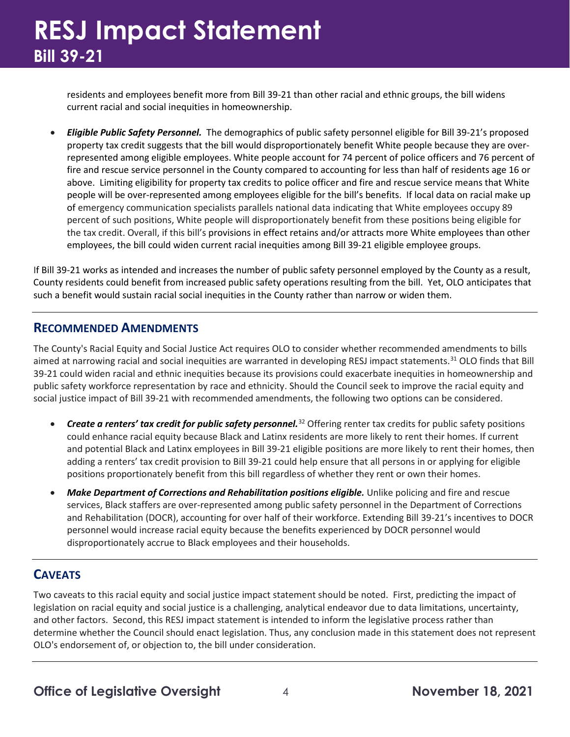residents and employees benefit more from Bill 39-21 than other racial and ethnic groups, the bill widens current racial and social inequities in homeownership.

- ***Eligible Public Safety Personnel.*** The demographics of public safety personnel eligible for Bill 39-21's proposed property tax credit suggests that the bill would disproportionately benefit White people because they are over-represented among eligible employees. White people account for 74 percent of police officers and 76 percent of fire and rescue service personnel in the County compared to accounting for less than half of residents age 16 or above. Limiting eligibility for property tax credits to police officer and fire and rescue service means that White people will be over-represented among employees eligible for the bill's benefits. If local data on racial make up of emergency communication specialists parallels national data indicating that White employees occupy 89 percent of such positions, White people will disproportionately benefit from these positions being eligible for the tax credit. Overall, if this bill's provisions in effect retains and/or attracts more White employees than other employees, the bill could widen current racial inequities among Bill 39-21 eligible employee groups.

If Bill 39-21 works as intended and increases the number of public safety personnel employed by the County as a result, County residents could benefit from increased public safety operations resulting from the bill. Yet, OLO anticipates that such a benefit would sustain racial social inequities in the County rather than narrow or widen them.

## RECOMMENDED AMENDMENTS

The County's Racial Equity and Social Justice Act requires OLO to consider whether recommended amendments to bills aimed at narrowing racial and social inequities are warranted in developing RESJ impact statements.[31] OLO finds that Bill 39-21 could widen racial and ethnic inequities because its provisions could exacerbate inequities in homeownership and public safety workforce representation by race and ethnicity. Should the Council seek to improve the racial equity and social justice impact of Bill 39-21 with recommended amendments, the following two options can be considered.

- ***Create a renters' tax credit for public safety personnel.***[32] Offering renter tax credits for public safety positions could enhance racial equity because Black and Latinx residents are more likely to rent their homes. If current and potential Black and Latinx employees in Bill 39-21 eligible positions are more likely to rent their homes, then adding a renters' tax credit provision to Bill 39-21 could help ensure that all persons in or applying for eligible positions proportionately benefit from this bill regardless of whether they rent or own their homes.

- ***Make Department of Corrections and Rehabilitation positions eligible.*** Unlike policing and fire and rescue services, Black staffers are over-represented among public safety personnel in the Department of Corrections and Rehabilitation (DOCR), accounting for over half of their workforce. Extending Bill 39-21's incentives to DOCR personnel would increase racial equity because the benefits experienced by DOCR personnel would disproportionately accrue to Black employees and their households.

## CAVEATS

Two caveats to this racial equity and social justice impact statement should be noted. First, predicting the impact of legislation on racial equity and social justice is a challenging, analytical endeavor due to data limitations, uncertainty, and other factors. Second, this RESJ impact statement is intended to inform the legislative process rather than determine whether the Council should enact legislation. Thus, any conclusion made in this statement does not represent OLO's endorsement of, or objection to, the bill under consideration.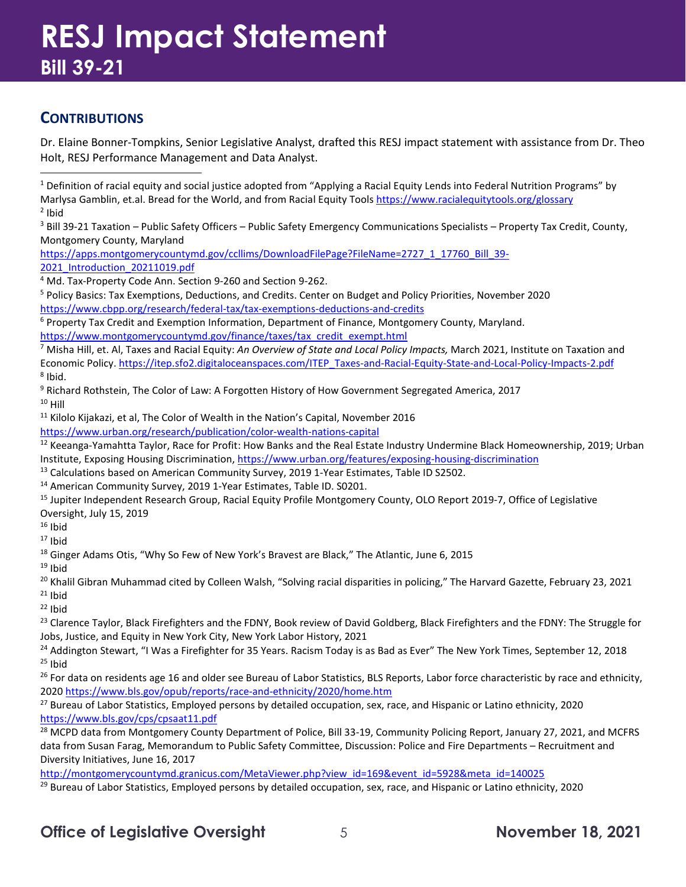## CONTRIBUTIONS

Dr. Elaine Bonner-Tompkins, Senior Legislative Analyst, drafted this RESJ impact statement with assistance from Dr. Theo Holt, RESJ Performance Management and Data Analyst.

---

[1] Definition of racial equity and social justice adopted from "Applying a Racial Equity Lends into Federal Nutrition Programs" by Marlysa Gamblin, et.al. Bread for the World, and from Racial Equity Tools https://www.racialequitytools.org/glossary

[2] Ibid

[3] Bill 39-21 Taxation – Public Safety Officers – Public Safety Emergency Communications Specialists – Property Tax Credit, County, Montgomery County, Maryland https://apps.montgomerycountymd.gov/ccllims/DownloadFilePage?FileName=2727_1_17760_Bill_39-2021_Introduction_20211019.pdf

[4] Md. Tax-Property Code Ann. Section 9-260 and Section 9-262.

[5] Policy Basics: Tax Exemptions, Deductions, and Credits. Center on Budget and Policy Priorities, November 2020 https://www.cbpp.org/research/federal-tax/tax-exemptions-deductions-and-credits

[6] Property Tax Credit and Exemption Information, Department of Finance, Montgomery County, Maryland. https://www.montgomerycountymd.gov/finance/taxes/tax_credit_exempt.html

[7] Misha Hill, et. Al, Taxes and Racial Equity: *An Overview of State and Local Policy Impacts,* March 2021, Institute on Taxation and Economic Policy. https://itep.sfo2.digitaloceanspaces.com/ITEP_Taxes-and-Racial-Equity-State-and-Local-Policy-Impacts-2.pdf

[8] Ibid.

[9] Richard Rothstein, The Color of Law: A Forgotten History of How Government Segregated America, 2017

[10] Hill

[11] Kilolo Kijakazi, et al, The Color of Wealth in the Nation's Capital, November 2016 https://www.urban.org/research/publication/color-wealth-nations-capital

[12] Keeanga-Yamahtta Taylor, Race for Profit: How Banks and the Real Estate Industry Undermine Black Homeownership, 2019; Urban Institute, Exposing Housing Discrimination, https://www.urban.org/features/exposing-housing-discrimination

[13] Calculations based on American Community Survey, 2019 1-Year Estimates, Table ID S2502.

[14] American Community Survey, 2019 1-Year Estimates, Table ID. S0201.

[15] Jupiter Independent Research Group, Racial Equity Profile Montgomery County, OLO Report 2019-7, Office of Legislative Oversight, July 15, 2019

[16] Ibid

[17] Ibid

[18] Ginger Adams Otis, "Why So Few of New York's Bravest are Black," The Atlantic, June 6, 2015

[19] Ibid

[20] Khalil Gibran Muhammad cited by Colleen Walsh, "Solving racial disparities in policing," The Harvard Gazette, February 23, 2021

[21] Ibid

[22] Ibid

[23] Clarence Taylor, Black Firefighters and the FDNY, Book review of David Goldberg, Black Firefighters and the FDNY: The Struggle for Jobs, Justice, and Equity in New York City, New York Labor History, 2021

[24] Addington Stewart, "I Was a Firefighter for 35 Years. Racism Today is as Bad as Ever" The New York Times, September 12, 2018

[25] Ibid

[26] For data on residents age 16 and older see Bureau of Labor Statistics, BLS Reports, Labor force characteristic by race and ethnicity, 2020 https://www.bls.gov/opub/reports/race-and-ethnicity/2020/home.htm

[27] Bureau of Labor Statistics, Employed persons by detailed occupation, sex, race, and Hispanic or Latino ethnicity, 2020 https://www.bls.gov/cps/cpsaat11.pdf

[28] MCPD data from Montgomery County Department of Police, Bill 33-19, Community Policing Report, January 27, 2021, and MCFRS data from Susan Farag, Memorandum to Public Safety Committee, Discussion: Police and Fire Departments – Recruitment and Diversity Initiatives, June 16, 2017 http://montgomerycountymd.granicus.com/MetaViewer.php?view_id=169&event_id=5928&meta_id=140025

[29] Bureau of Labor Statistics, Employed persons by detailed occupation, sex, race, and Hispanic or Latino ethnicity, 2020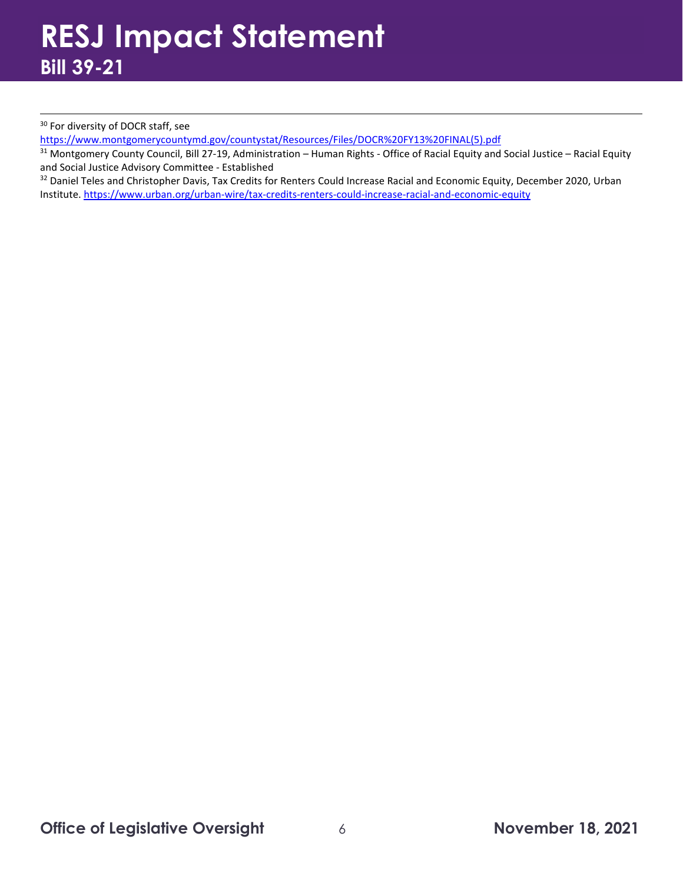[30] For diversity of DOCR staff, see https://www.montgomerycountymd.gov/countystat/Resources/Files/DOCR%20FY13%20FINAL(5).pdf

[31] Montgomery County Council, Bill 27-19, Administration – Human Rights - Office of Racial Equity and Social Justice – Racial Equity and Social Justice Advisory Committee - Established

[32] Daniel Teles and Christopher Davis, Tax Credits for Renters Could Increase Racial and Economic Equity, December 2020, Urban Institute. https://www.urban.org/urban-wire/tax-credits-renters-could-increase-racial-and-economic-equity